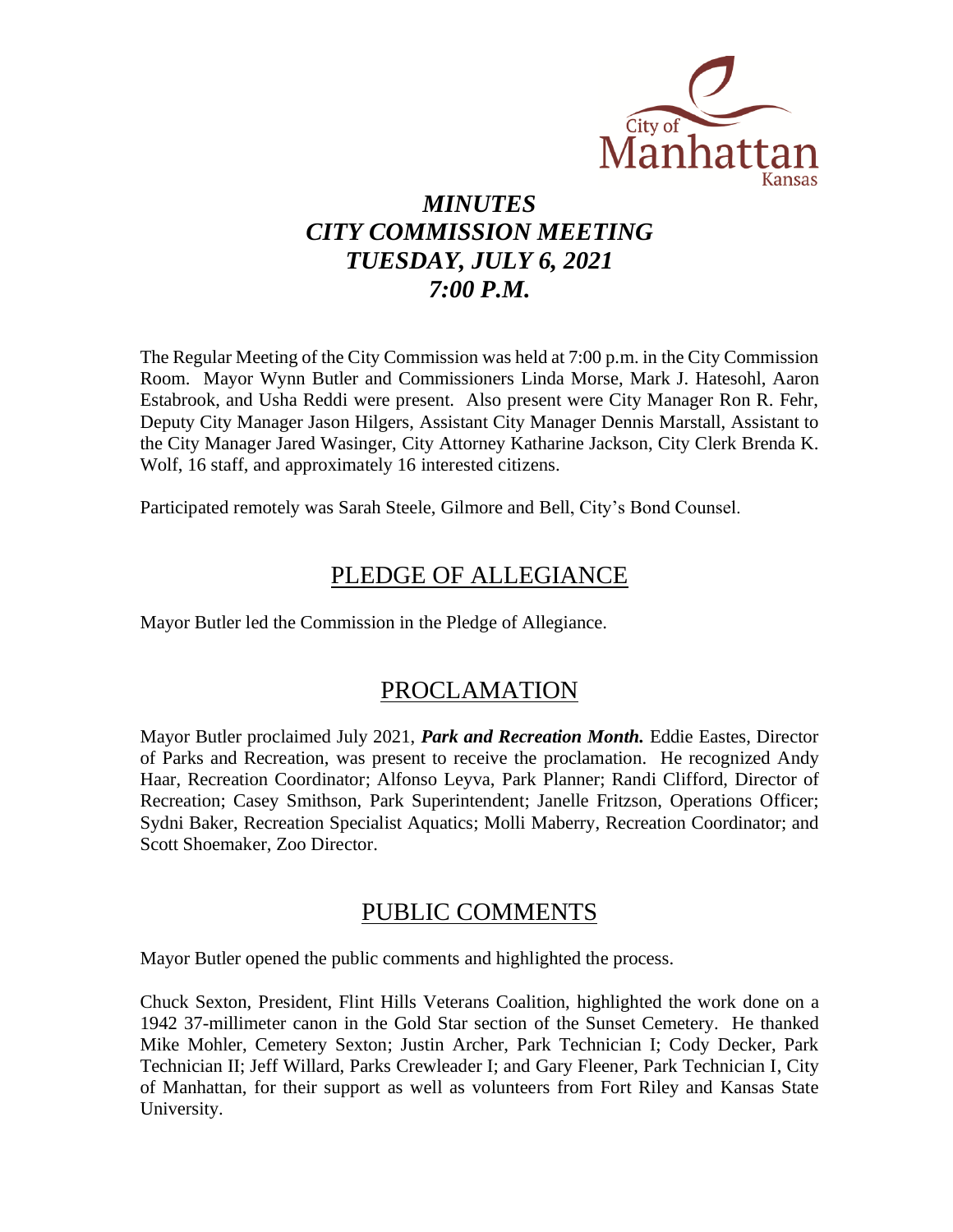City of Manhattan Kansas

# *MINUTES*
# *CITY COMMISSION MEETING*
# *TUESDAY, JULY 6, 2021*
# *7:00 P.M.*

The Regular Meeting of the City Commission was held at 7:00 p.m. in the City Commission Room. Mayor Wynn Butler and Commissioners Linda Morse, Mark J. Hatesohl, Aaron Estabrook, and Usha Reddi were present. Also present were City Manager Ron R. Fehr, Deputy City Manager Jason Hilgers, Assistant City Manager Dennis Marstall, Assistant to the City Manager Jared Wasinger, City Attorney Katharine Jackson, City Clerk Brenda K. Wolf, 16 staff, and approximately 16 interested citizens.

Participated remotely was Sarah Steele, Gilmore and Bell, City's Bond Counsel.

## PLEDGE OF ALLEGIANCE

Mayor Butler led the Commission in the Pledge of Allegiance.

## PROCLAMATION

Mayor Butler proclaimed July 2021, ***Park and Recreation Month.*** Eddie Eastes, Director of Parks and Recreation, was present to receive the proclamation. He recognized Andy Haar, Recreation Coordinator; Alfonso Leyva, Park Planner; Randi Clifford, Director of Recreation; Casey Smithson, Park Superintendent; Janelle Fritzson, Operations Officer; Sydni Baker, Recreation Specialist Aquatics; Molli Maberry, Recreation Coordinator; and Scott Shoemaker, Zoo Director.

## PUBLIC COMMENTS

Mayor Butler opened the public comments and highlighted the process.

Chuck Sexton, President, Flint Hills Veterans Coalition, highlighted the work done on a 1942 37-millimeter canon in the Gold Star section of the Sunset Cemetery. He thanked Mike Mohler, Cemetery Sexton; Justin Archer, Park Technician I; Cody Decker, Park Technician II; Jeff Willard, Parks Crewleader I; and Gary Fleener, Park Technician I, City of Manhattan, for their support as well as volunteers from Fort Riley and Kansas State University.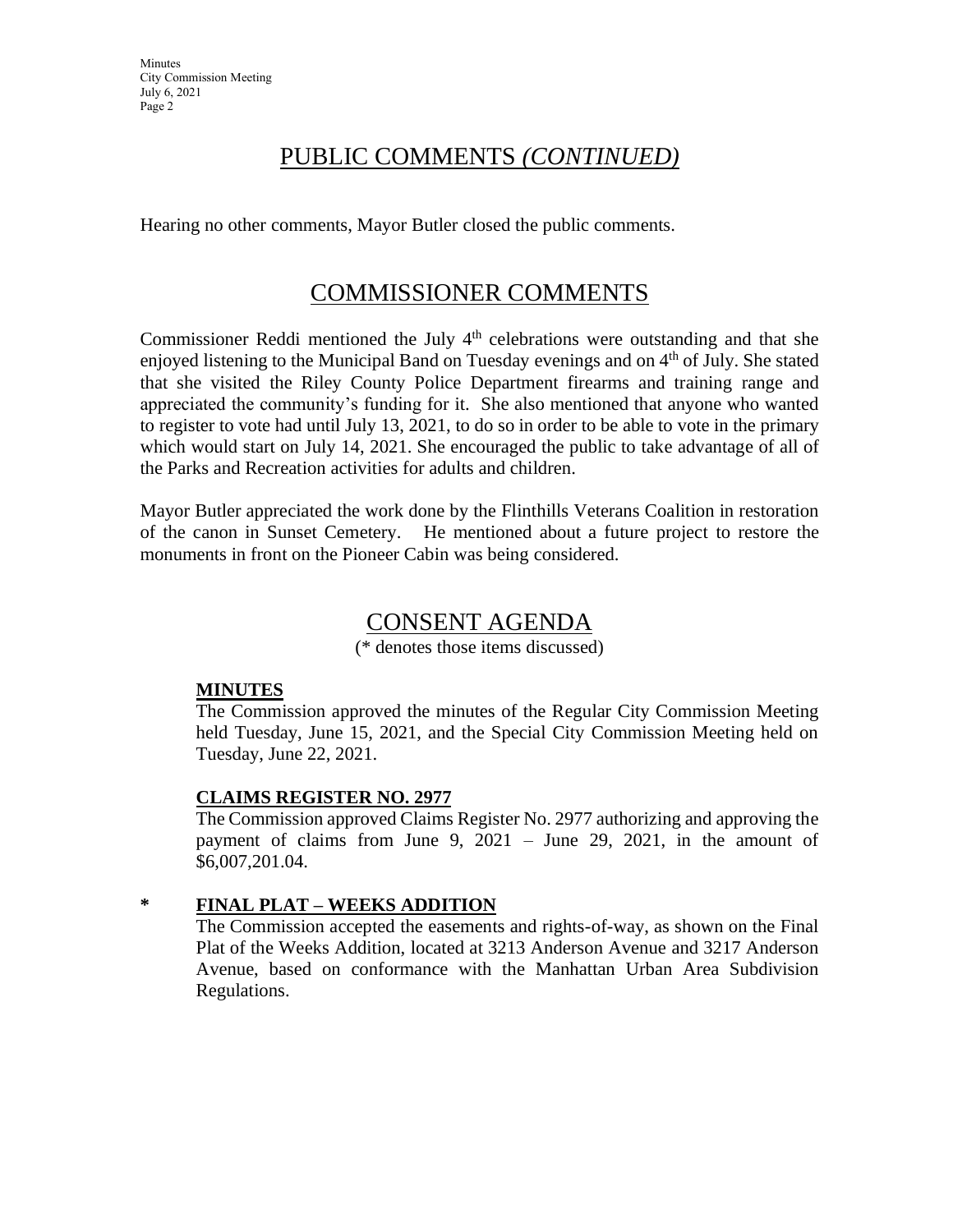## PUBLIC COMMENTS *(CONTINUED)*

Hearing no other comments, Mayor Butler closed the public comments.

## COMMISSIONER COMMENTS

Commissioner Reddi mentioned the July 4th celebrations were outstanding and that she enjoyed listening to the Municipal Band on Tuesday evenings and on 4th of July. She stated that she visited the Riley County Police Department firearms and training range and appreciated the community's funding for it. She also mentioned that anyone who wanted to register to vote had until July 13, 2021, to do so in order to be able to vote in the primary which would start on July 14, 2021. She encouraged the public to take advantage of all of the Parks and Recreation activities for adults and children.

Mayor Butler appreciated the work done by the Flinthills Veterans Coalition in restoration of the canon in Sunset Cemetery. He mentioned about a future project to restore the monuments in front on the Pioneer Cabin was being considered.

## CONSENT AGENDA

(* denotes those items discussed)

**MINUTES**

The Commission approved the minutes of the Regular City Commission Meeting held Tuesday, June 15, 2021, and the Special City Commission Meeting held on Tuesday, June 22, 2021.

**CLAIMS REGISTER NO. 2977**

The Commission approved Claims Register No. 2977 authorizing and approving the payment of claims from June 9, 2021 – June 29, 2021, in the amount of $6,007,201.04.

\* **FINAL PLAT – WEEKS ADDITION**

The Commission accepted the easements and rights-of-way, as shown on the Final Plat of the Weeks Addition, located at 3213 Anderson Avenue and 3217 Anderson Avenue, based on conformance with the Manhattan Urban Area Subdivision Regulations.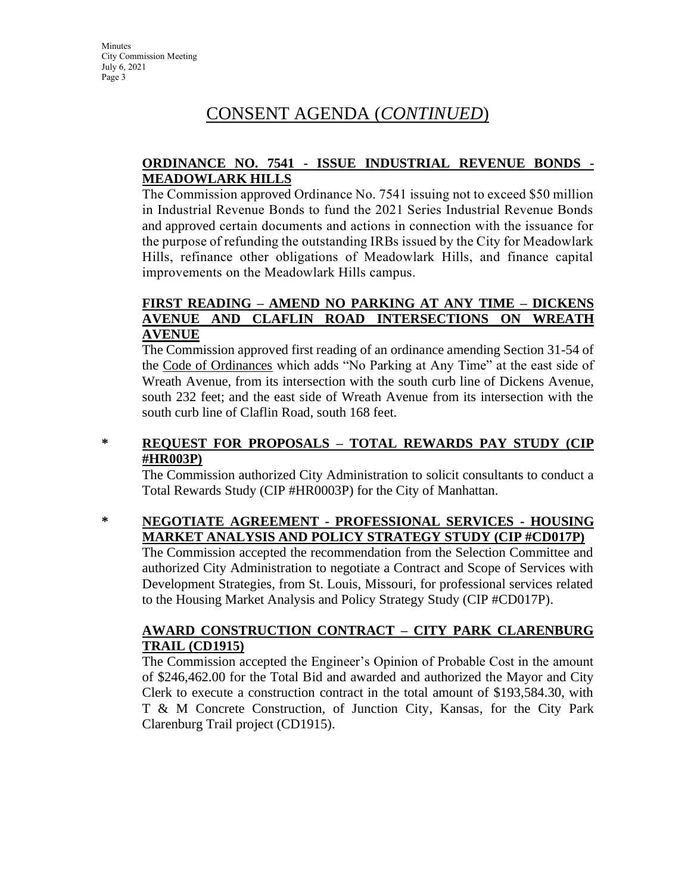# CONSENT AGENDA (*CONTINUED*)

**ORDINANCE NO. 7541 - ISSUE INDUSTRIAL REVENUE BONDS - MEADOWLARK HILLS**

The Commission approved Ordinance No. 7541 issuing not to exceed $50 million in Industrial Revenue Bonds to fund the 2021 Series Industrial Revenue Bonds and approved certain documents and actions in connection with the issuance for the purpose of refunding the outstanding IRBs issued by the City for Meadowlark Hills, refinance other obligations of Meadowlark Hills, and finance capital improvements on the Meadowlark Hills campus.

**FIRST READING – AMEND NO PARKING AT ANY TIME – DICKENS AVENUE AND CLAFLIN ROAD INTERSECTIONS ON WREATH AVENUE**

The Commission approved first reading of an ordinance amending Section 31-54 of the Code of Ordinances which adds "No Parking at Any Time" at the east side of Wreath Avenue, from its intersection with the south curb line of Dickens Avenue, south 232 feet; and the east side of Wreath Avenue from its intersection with the south curb line of Claflin Road, south 168 feet.

\* **REQUEST FOR PROPOSALS – TOTAL REWARDS PAY STUDY (CIP #HR003P)**

The Commission authorized City Administration to solicit consultants to conduct a Total Rewards Study (CIP #HR0003P) for the City of Manhattan.

\* **NEGOTIATE AGREEMENT - PROFESSIONAL SERVICES - HOUSING MARKET ANALYSIS AND POLICY STRATEGY STUDY (CIP #CD017P)**

The Commission accepted the recommendation from the Selection Committee and authorized City Administration to negotiate a Contract and Scope of Services with Development Strategies, from St. Louis, Missouri, for professional services related to the Housing Market Analysis and Policy Strategy Study (CIP #CD017P).

**AWARD CONSTRUCTION CONTRACT – CITY PARK CLARENBURG TRAIL (CD1915)**

The Commission accepted the Engineer's Opinion of Probable Cost in the amount of $246,462.00 for the Total Bid and awarded and authorized the Mayor and City Clerk to execute a construction contract in the total amount of $193,584.30, with T & M Concrete Construction, of Junction City, Kansas, for the City Park Clarenburg Trail project (CD1915).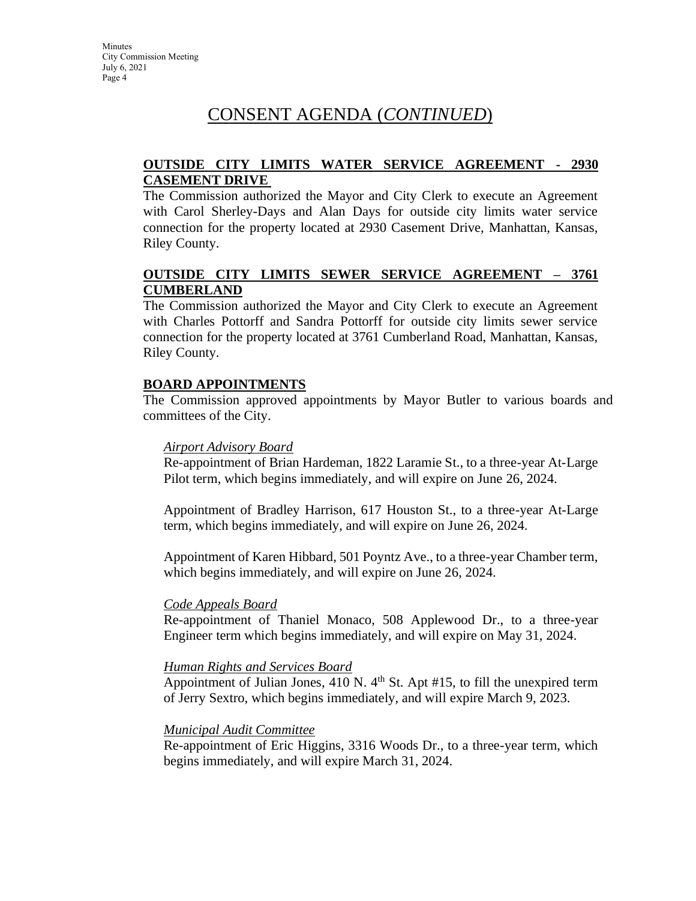# CONSENT AGENDA (*CONTINUED*)

**OUTSIDE CITY LIMITS WATER SERVICE AGREEMENT - 2930 CASEMENT DRIVE**

The Commission authorized the Mayor and City Clerk to execute an Agreement with Carol Sherley-Days and Alan Days for outside city limits water service connection for the property located at 2930 Casement Drive, Manhattan, Kansas, Riley County.

**OUTSIDE CITY LIMITS SEWER SERVICE AGREEMENT – 3761 CUMBERLAND**

The Commission authorized the Mayor and City Clerk to execute an Agreement with Charles Pottorff and Sandra Pottorff for outside city limits sewer service connection for the property located at 3761 Cumberland Road, Manhattan, Kansas, Riley County.

**BOARD APPOINTMENTS**

The Commission approved appointments by Mayor Butler to various boards and committees of the City.

*Airport Advisory Board*

Re-appointment of Brian Hardeman, 1822 Laramie St., to a three-year At-Large Pilot term, which begins immediately, and will expire on June 26, 2024.

Appointment of Bradley Harrison, 617 Houston St., to a three-year At-Large term, which begins immediately, and will expire on June 26, 2024.

Appointment of Karen Hibbard, 501 Poyntz Ave., to a three-year Chamber term, which begins immediately, and will expire on June 26, 2024.

*Code Appeals Board*

Re-appointment of Thaniel Monaco, 508 Applewood Dr., to a three-year Engineer term which begins immediately, and will expire on May 31, 2024.

*Human Rights and Services Board*

Appointment of Julian Jones, 410 N. 4th St. Apt #15, to fill the unexpired term of Jerry Sextro, which begins immediately, and will expire March 9, 2023.

*Municipal Audit Committee*

Re-appointment of Eric Higgins, 3316 Woods Dr., to a three-year term, which begins immediately, and will expire March 31, 2024.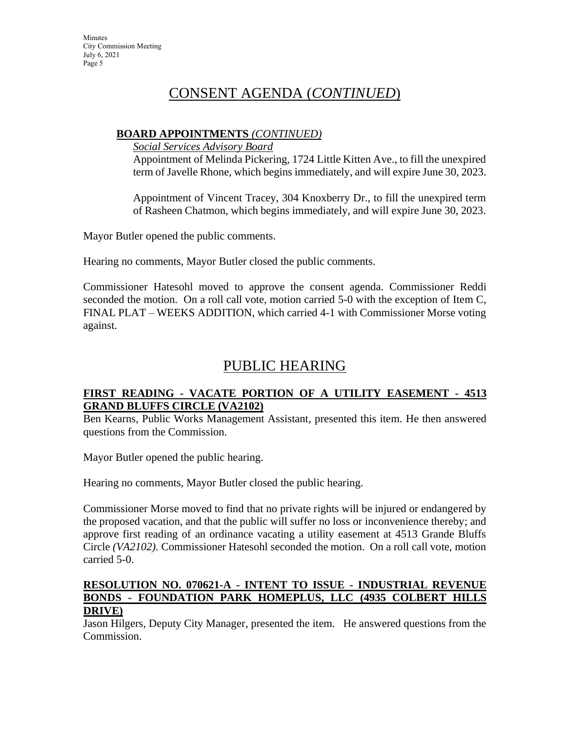# CONSENT AGENDA (*CONTINUED*)

**BOARD APPOINTMENTS** *(CONTINUED)*

*Social Services Advisory Board*

Appointment of Melinda Pickering, 1724 Little Kitten Ave., to fill the unexpired term of Javelle Rhone, which begins immediately, and will expire June 30, 2023.

Appointment of Vincent Tracey, 304 Knoxberry Dr., to fill the unexpired term of Rasheen Chatmon, which begins immediately, and will expire June 30, 2023.

Mayor Butler opened the public comments.

Hearing no comments, Mayor Butler closed the public comments.

Commissioner Hatesohl moved to approve the consent agenda. Commissioner Reddi seconded the motion. On a roll call vote, motion carried 5-0 with the exception of Item C, FINAL PLAT – WEEKS ADDITION, which carried 4-1 with Commissioner Morse voting against.

# PUBLIC HEARING

**FIRST READING - VACATE PORTION OF A UTILITY EASEMENT - 4513 GRAND BLUFFS CIRCLE (VA2102)**

Ben Kearns, Public Works Management Assistant, presented this item. He then answered questions from the Commission.

Mayor Butler opened the public hearing.

Hearing no comments, Mayor Butler closed the public hearing.

Commissioner Morse moved to find that no private rights will be injured or endangered by the proposed vacation, and that the public will suffer no loss or inconvenience thereby; and approve first reading of an ordinance vacating a utility easement at 4513 Grande Bluffs Circle *(VA2102)*. Commissioner Hatesohl seconded the motion. On a roll call vote, motion carried 5-0.

**RESOLUTION NO. 070621-A - INTENT TO ISSUE - INDUSTRIAL REVENUE BONDS - FOUNDATION PARK HOMEPLUS, LLC (4935 COLBERT HILLS DRIVE)**

Jason Hilgers, Deputy City Manager, presented the item. He answered questions from the Commission.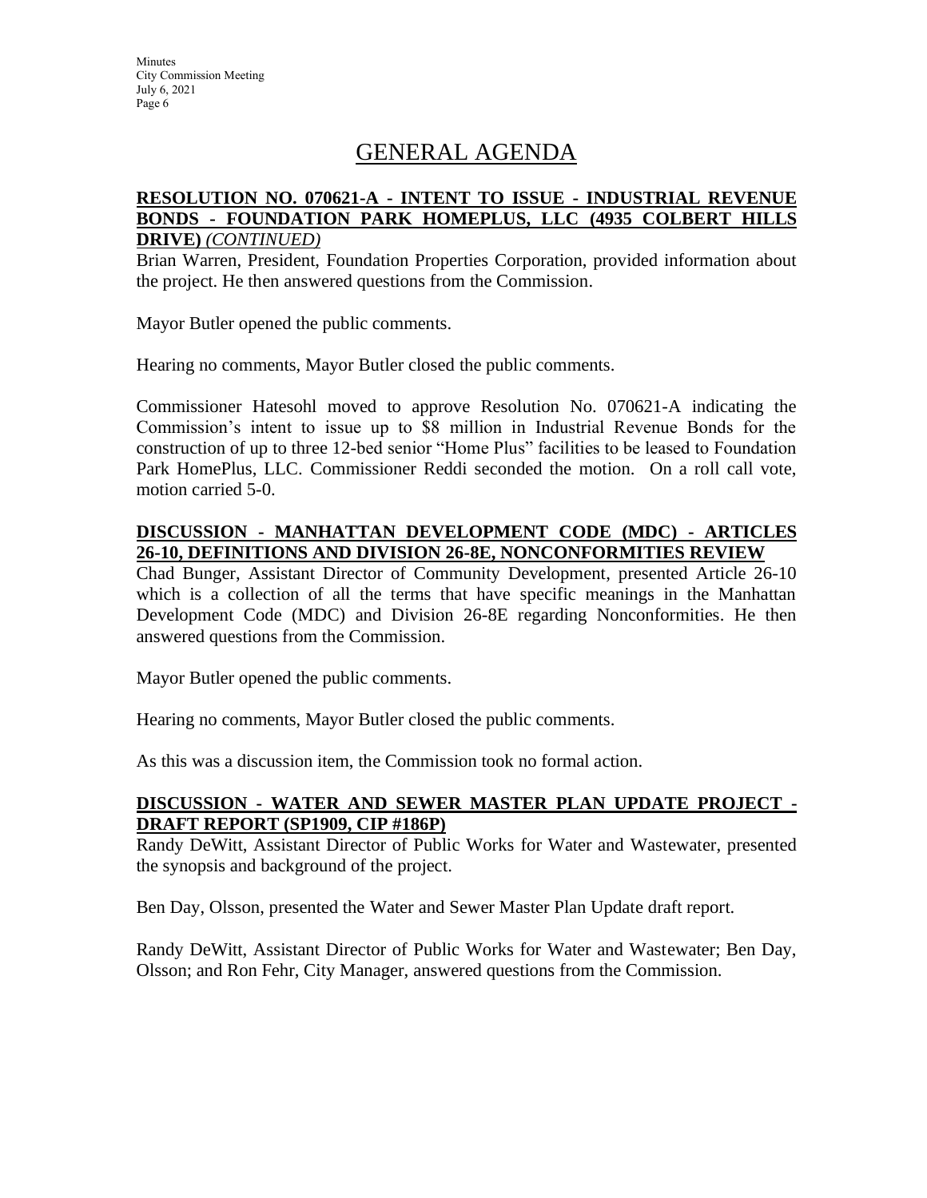# GENERAL AGENDA

**RESOLUTION NO. 070621-A - INTENT TO ISSUE - INDUSTRIAL REVENUE BONDS - FOUNDATION PARK HOMEPLUS, LLC (4935 COLBERT HILLS DRIVE)** *(CONTINUED)*

Brian Warren, President, Foundation Properties Corporation, provided information about the project. He then answered questions from the Commission.

Mayor Butler opened the public comments.

Hearing no comments, Mayor Butler closed the public comments.

Commissioner Hatesohl moved to approve Resolution No. 070621-A indicating the Commission's intent to issue up to $8 million in Industrial Revenue Bonds for the construction of up to three 12-bed senior "Home Plus" facilities to be leased to Foundation Park HomePlus, LLC. Commissioner Reddi seconded the motion. On a roll call vote, motion carried 5-0.

**DISCUSSION - MANHATTAN DEVELOPMENT CODE (MDC) - ARTICLES 26-10, DEFINITIONS AND DIVISION 26-8E, NONCONFORMITIES REVIEW**

Chad Bunger, Assistant Director of Community Development, presented Article 26-10 which is a collection of all the terms that have specific meanings in the Manhattan Development Code (MDC) and Division 26-8E regarding Nonconformities. He then answered questions from the Commission.

Mayor Butler opened the public comments.

Hearing no comments, Mayor Butler closed the public comments.

As this was a discussion item, the Commission took no formal action.

**DISCUSSION - WATER AND SEWER MASTER PLAN UPDATE PROJECT - DRAFT REPORT (SP1909, CIP #186P)**

Randy DeWitt, Assistant Director of Public Works for Water and Wastewater, presented the synopsis and background of the project.

Ben Day, Olsson, presented the Water and Sewer Master Plan Update draft report.

Randy DeWitt, Assistant Director of Public Works for Water and Wastewater; Ben Day, Olsson; and Ron Fehr, City Manager, answered questions from the Commission.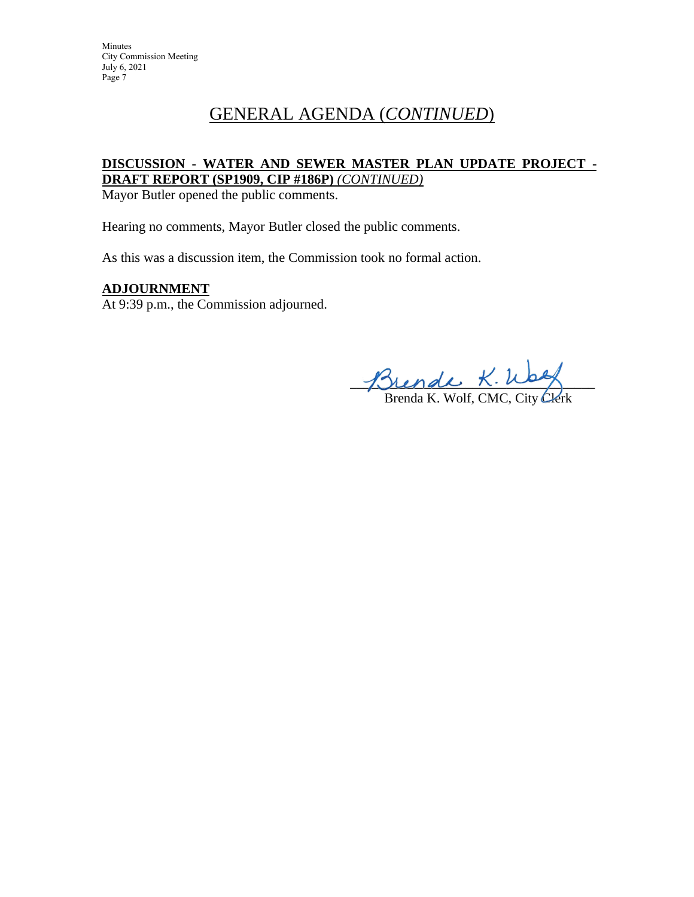# GENERAL AGENDA (*CONTINUED*)

**DISCUSSION - WATER AND SEWER MASTER PLAN UPDATE PROJECT - DRAFT REPORT (SP1909, CIP #186P)** *(CONTINUED)*

Mayor Butler opened the public comments.

Hearing no comments, Mayor Butler closed the public comments.

As this was a discussion item, the Commission took no formal action.

**ADJOURNMENT**

At 9:39 p.m., the Commission adjourned.

Brenda K. Wolf

Brenda K. Wolf, CMC, City Clerk